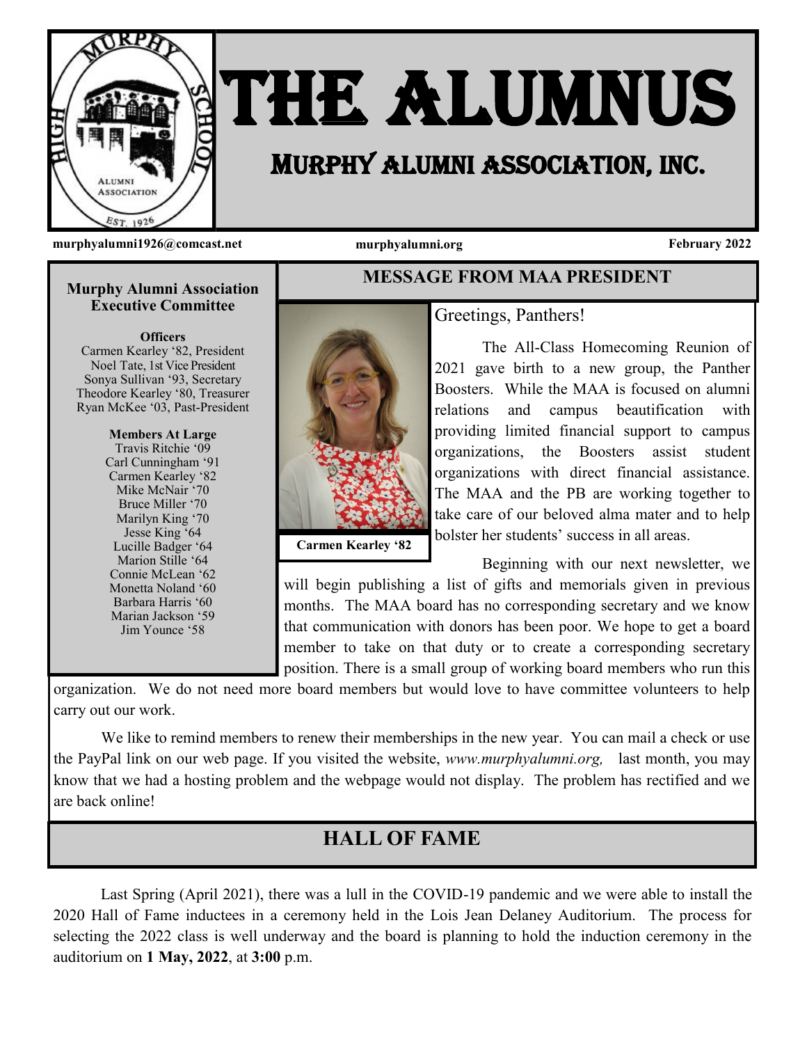# THE ALUMNUS

## MURPHY ALUMNI ASSOCIATION, INC.

murphyalumni1926@comcast.net murphyalumni.org February 2022

**Murphy Alumni Association Executive Committee**

**Officers**
Carmen Kearley '82, President
Noel Tate, 1st Vice President
Sonya Sullivan '93, Secretary
Theodore Kearley '80, Treasurer
Ryan McKee '03, Past-President

**Members At Large**
Travis Ritchie '09
Carl Cunningham '91
Carmen Kearley '82
Mike McNair '70
Bruce Miller '70
Marilyn King '70
Jesse King '64
Lucille Badger '64
Marion Stille '64
Connie McLean '62
Monetta Noland '60
Barbara Harris '60
Marian Jackson '59
Jim Younce '58

## MESSAGE FROM MAA PRESIDENT

**Carmen Kearley '82**

Greetings, Panthers!

The All-Class Homecoming Reunion of 2021 gave birth to a new group, the Panther Boosters. While the MAA is focused on alumni relations and campus beautification with providing limited financial support to campus organizations, the Boosters assist student organizations with direct financial assistance. The MAA and the PB are working together to take care of our beloved alma mater and to help bolster her students' success in all areas.

Beginning with our next newsletter, we will begin publishing a list of gifts and memorials given in previous months. The MAA board has no corresponding secretary and we know that communication with donors has been poor. We hope to get a board member to take on that duty or to create a corresponding secretary position. There is a small group of working board members who run this organization. We do not need more board members but would love to have committee volunteers to help carry out our work.

We like to remind members to renew their memberships in the new year. You can mail a check or use the PayPal link on our web page. If you visited the website, *www.murphyalumni.org,* last month, you may know that we had a hosting problem and the webpage would not display. The problem has rectified and we are back online!

## HALL OF FAME

Last Spring (April 2021), there was a lull in the COVID-19 pandemic and we were able to install the 2020 Hall of Fame inductees in a ceremony held in the Lois Jean Delaney Auditorium. The process for selecting the 2022 class is well underway and the board is planning to hold the induction ceremony in the auditorium on **1 May, 2022**, at **3:00** p.m.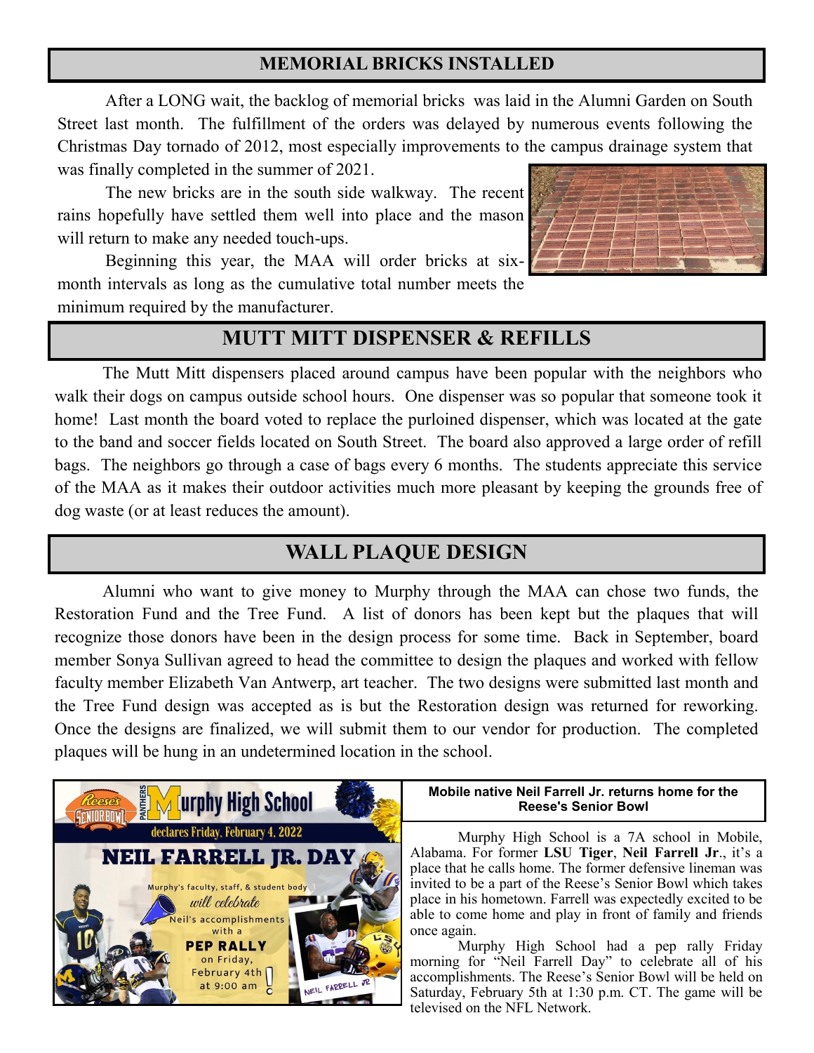## MEMORIAL BRICKS INSTALLED

After a LONG wait, the backlog of memorial bricks was laid in the Alumni Garden on South Street last month. The fulfillment of the orders was delayed by numerous events following the Christmas Day tornado of 2012, most especially improvements to the campus drainage system that was finally completed in the summer of 2021.

The new bricks are in the south side walkway. The recent rains hopefully have settled them well into place and the mason will return to make any needed touch-ups.

Beginning this year, the MAA will order bricks at six-month intervals as long as the cumulative total number meets the minimum required by the manufacturer.

## MUTT MITT DISPENSER & REFILLS

The Mutt Mitt dispensers placed around campus have been popular with the neighbors who walk their dogs on campus outside school hours. One dispenser was so popular that someone took it home! Last month the board voted to replace the purloined dispenser, which was located at the gate to the band and soccer fields located on South Street. The board also approved a large order of refill bags. The neighbors go through a case of bags every 6 months. The students appreciate this service of the MAA as it makes their outdoor activities much more pleasant by keeping the grounds free of dog waste (or at least reduces the amount).

## WALL PLAQUE DESIGN

Alumni who want to give money to Murphy through the MAA can chose two funds, the Restoration Fund and the Tree Fund. A list of donors has been kept but the plaques that will recognize those donors have been in the design process for some time. Back in September, board member Sonya Sullivan agreed to head the committee to design the plaques and worked with fellow faculty member Elizabeth Van Antwerp, art teacher. The two designs were submitted last month and the Tree Fund design was accepted as is but the Restoration design was returned for reworking. Once the designs are finalized, we will submit them to our vendor for production. The completed plaques will be hung in an undetermined location in the school.

Reese's Senior Bowl
Panthers Murphy High School
declares Friday, February 4, 2022
NEIL FARRELL JR. DAY
Murphy's faculty, staff, & student body
*will celebrate*
Neil's accomplishments
with a
PEP RALLY
on Friday,
February 4th
at 9:00 am
NEIL FARRELL JR

### Mobile native Neil Farrell Jr. returns home for the Reese's Senior Bowl

Murphy High School is a 7A school in Mobile, Alabama. For former **LSU Tiger**, **Neil Farrell Jr**., it's a place that he calls home. The former defensive lineman was invited to be a part of the Reese's Senior Bowl which takes place in his hometown. Farrell was expectedly excited to be able to come home and play in front of family and friends once again.

Murphy High School had a pep rally Friday morning for "Neil Farrell Day" to celebrate all of his accomplishments. The Reese's Senior Bowl will be held on Saturday, February 5th at 1:30 p.m. CT. The game will be televised on the NFL Network.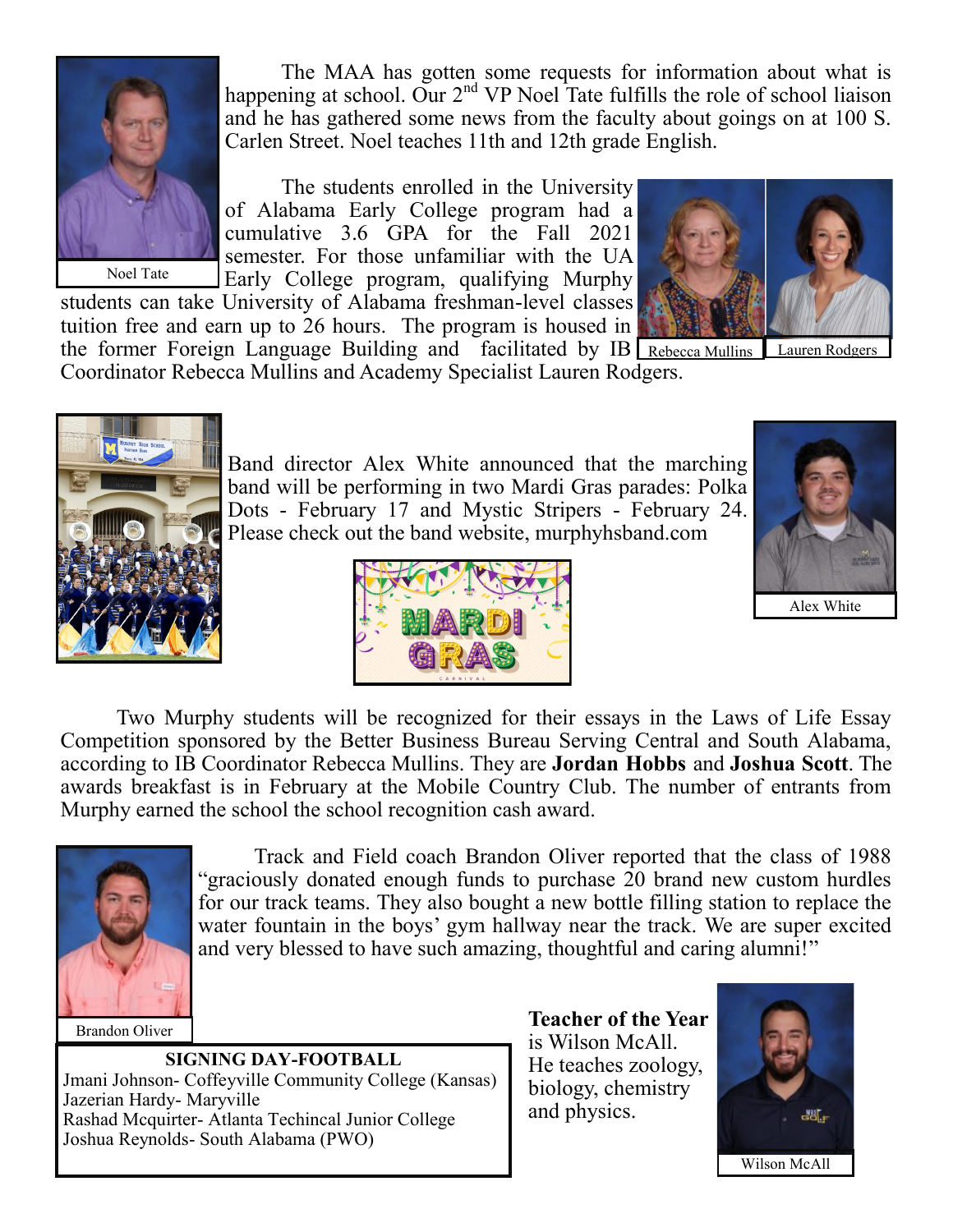Noel Tate

The MAA has gotten some requests for information about what is happening at school. Our 2nd VP Noel Tate fulfills the role of school liaison and he has gathered some news from the faculty about goings on at 100 S. Carlen Street. Noel teaches 11th and 12th grade English.

The students enrolled in the University of Alabama Early College program had a cumulative 3.6 GPA for the Fall 2021 semester. For those unfamiliar with the UA Early College program, qualifying Murphy students can take University of Alabama freshman-level classes tuition free and earn up to 26 hours. The program is housed in the former Foreign Language Building and facilitated by IB Coordinator Rebecca Mullins and Academy Specialist Lauren Rodgers.

Rebecca Mullins

Lauren Rodgers

Band director Alex White announced that the marching band will be performing in two Mardi Gras parades: Polka Dots - February 17 and Mystic Stripers - February 24. Please check out the band website, murphyhsband.com

Alex White

Two Murphy students will be recognized for their essays in the Laws of Life Essay Competition sponsored by the Better Business Bureau Serving Central and South Alabama, according to IB Coordinator Rebecca Mullins. They are **Jordan Hobbs** and **Joshua Scott**. The awards breakfast is in February at the Mobile Country Club. The number of entrants from Murphy earned the school the school recognition cash award.

Track and Field coach Brandon Oliver reported that the class of 1988 "graciously donated enough funds to purchase 20 brand new custom hurdles for our track teams. They also bought a new bottle filling station to replace the water fountain in the boys' gym hallway near the track. We are super excited and very blessed to have such amazing, thoughtful and caring alumni!"

Brandon Oliver

**SIGNING DAY-FOOTBALL**

Jmani Johnson- Coffeyville Community College (Kansas)
Jazerian Hardy- Maryville
Rashad Mcquirter- Atlanta Techincal Junior College
Joshua Reynolds- South Alabama (PWO)

**Teacher of the Year** is Wilson McAll. He teaches zoology, biology, chemistry and physics.

Wilson McAll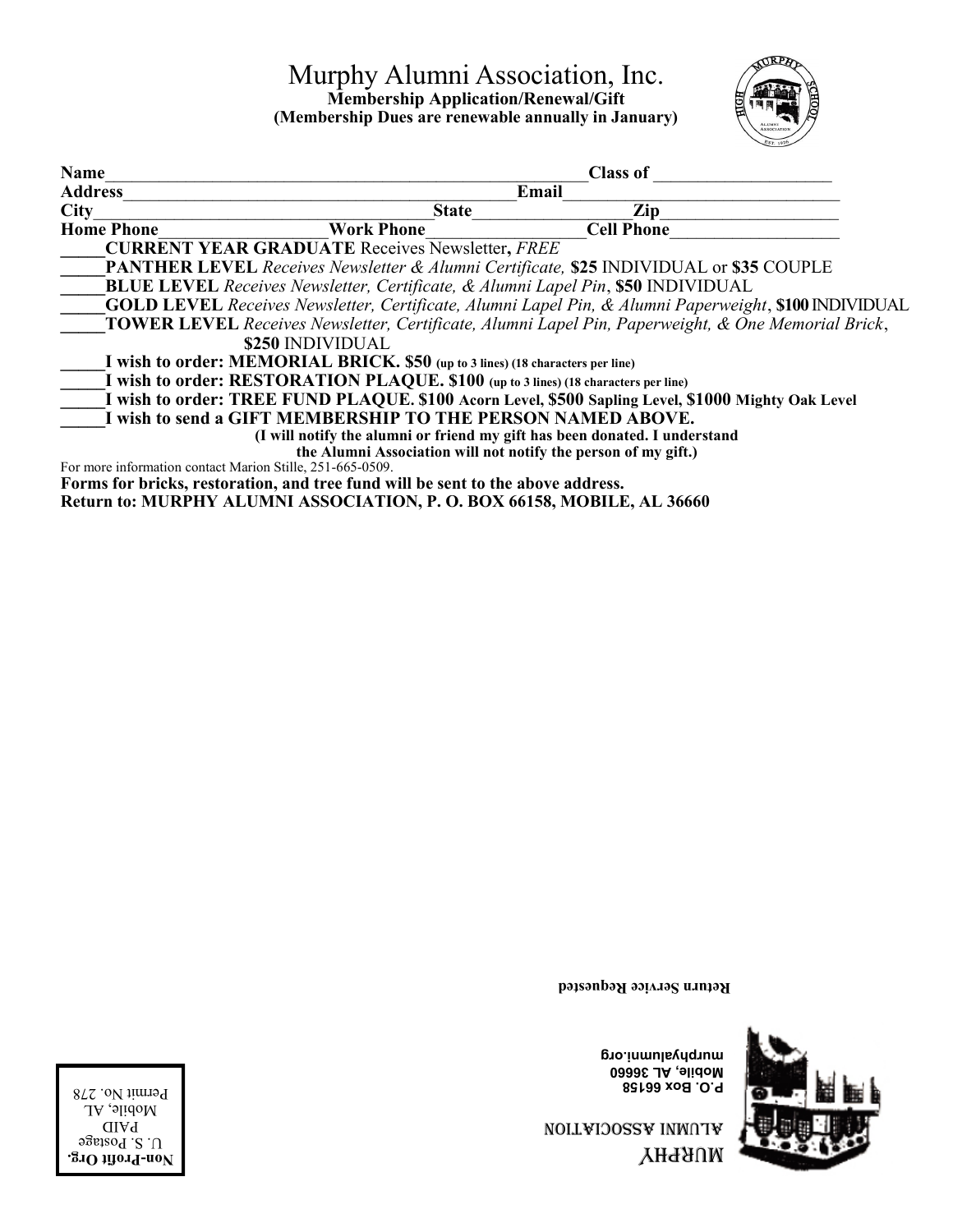# Murphy Alumni Association, Inc.

**Membership Application/Renewal/Gift**
**(Membership Dues are renewable annually in January)**

**Name**__________________________________________________________**Class of** ____________________
**Address**____________________________________________**Email**________________________________
**City**______________________________________**State**________________**Zip**___________________
**Home Phone**__________________**Work Phone**________________**Cell Phone**___________________

_____**CURRENT YEAR GRADUATE** Receives Newsletter**,** *FREE*
_____**PANTHER LEVEL** *Receives Newsletter & Alumni Certificate,* **$25** INDIVIDUAL or **$35** COUPLE
_____**BLUE LEVEL** *Receives Newsletter, Certificate, & Alumni Lapel Pin*, **$50** INDIVIDUAL
_____**GOLD LEVEL** *Receives Newsletter, Certificate, Alumni Lapel Pin, & Alumni Paperweight*, **$100** INDIVIDUAL
_____**TOWER LEVEL** *Receives Newsletter, Certificate, Alumni Lapel Pin, Paperweight, & One Memorial Brick*, **$250** INDIVIDUAL
_____**I wish to order: MEMORIAL BRICK. $50 (up to 3 lines) (18 characters per line)**
_____**I wish to order: RESTORATION PLAQUE. $100 (up to 3 lines) (18 characters per line)**
_____**I wish to order: TREE FUND PLAQUE. $100 Acorn Level, $500 Sapling Level, $1000 Mighty Oak Level**
_____**I wish to send a GIFT MEMBERSHIP TO THE PERSON NAMED ABOVE.**

**(I will notify the alumni or friend my gift has been donated. I understand the Alumni Association will not notify the person of my gift.)**

For more information contact Marion Stille, 251-665-0509.

**Forms for bricks, restoration, and tree fund will be sent to the above address.**

**Return to: MURPHY ALUMNI ASSOCIATION, P. O. BOX 66158, MOBILE, AL 36660**

**Return Service Requested**

MURPHY
ALUMNI ASSOCIATION
**P.O. Box 66158**
**Mobile, AL 36660**
**murphyalumni.org**

**Non-Profit Org.**
U. S. Postage
PAID
Mobile, AL
Permit No. 278